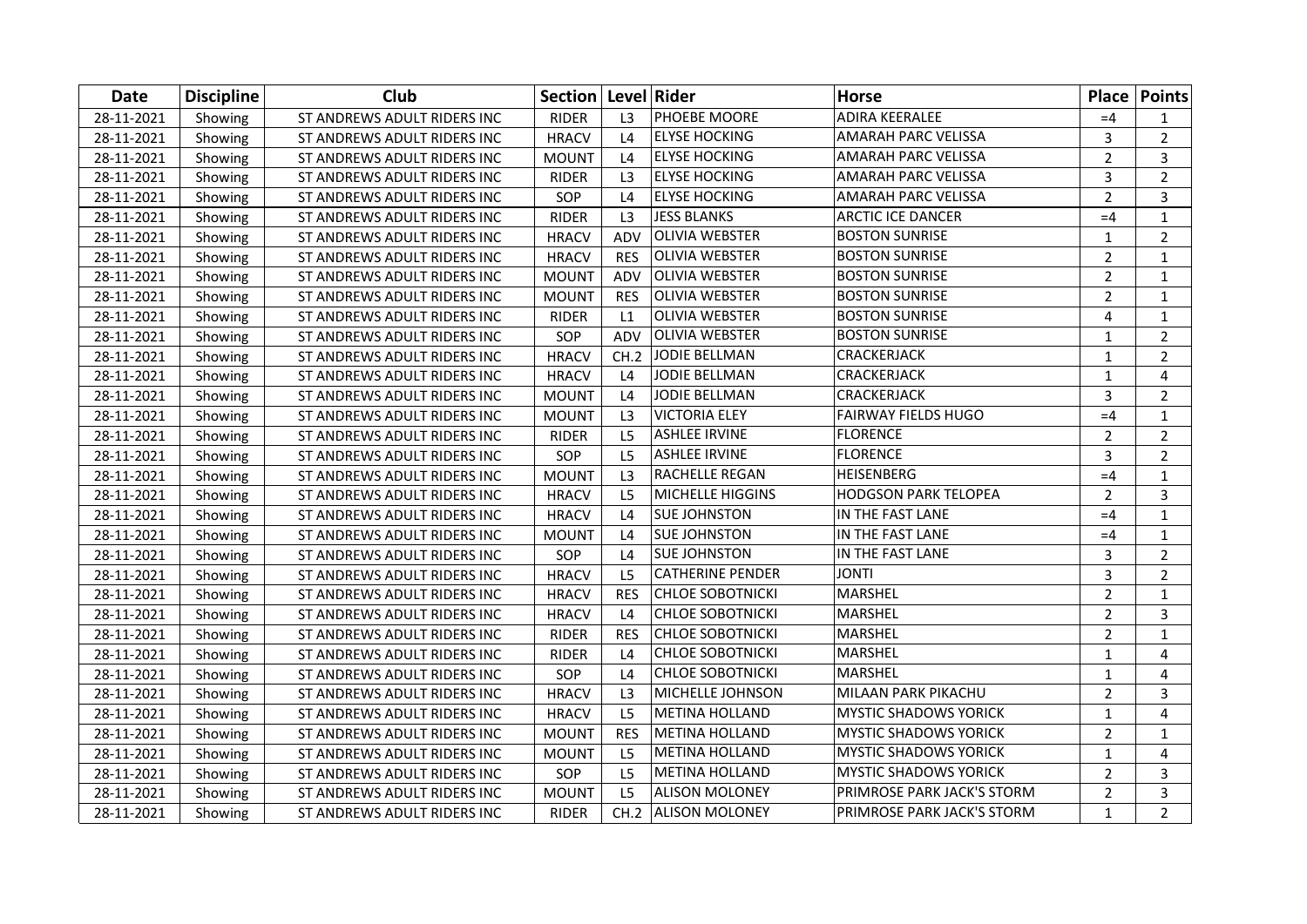| Date | Discipline | Club | Section | Level | Rider | Horse | Place | Points |
|---|---|---|---|---|---|---|---|---|
| 28-11-2021 | Showing | ST ANDREWS ADULT RIDERS INC | RIDER | L3 | PHOEBE MOORE | ADIRA KEERALEE | =4 | 1 |
| 28-11-2021 | Showing | ST ANDREWS ADULT RIDERS INC | HRACV | L4 | ELYSE HOCKING | AMARAH PARC VELISSA | 3 | 2 |
| 28-11-2021 | Showing | ST ANDREWS ADULT RIDERS INC | MOUNT | L4 | ELYSE HOCKING | AMARAH PARC VELISSA | 2 | 3 |
| 28-11-2021 | Showing | ST ANDREWS ADULT RIDERS INC | RIDER | L3 | ELYSE HOCKING | AMARAH PARC VELISSA | 3 | 2 |
| 28-11-2021 | Showing | ST ANDREWS ADULT RIDERS INC | SOP | L4 | ELYSE HOCKING | AMARAH PARC VELISSA | 2 | 3 |
| 28-11-2021 | Showing | ST ANDREWS ADULT RIDERS INC | RIDER | L3 | JESS BLANKS | ARCTIC ICE DANCER | =4 | 1 |
| 28-11-2021 | Showing | ST ANDREWS ADULT RIDERS INC | HRACV | ADV | OLIVIA WEBSTER | BOSTON SUNRISE | 1 | 2 |
| 28-11-2021 | Showing | ST ANDREWS ADULT RIDERS INC | HRACV | RES | OLIVIA WEBSTER | BOSTON SUNRISE | 2 | 1 |
| 28-11-2021 | Showing | ST ANDREWS ADULT RIDERS INC | MOUNT | ADV | OLIVIA WEBSTER | BOSTON SUNRISE | 2 | 1 |
| 28-11-2021 | Showing | ST ANDREWS ADULT RIDERS INC | MOUNT | RES | OLIVIA WEBSTER | BOSTON SUNRISE | 2 | 1 |
| 28-11-2021 | Showing | ST ANDREWS ADULT RIDERS INC | RIDER | L1 | OLIVIA WEBSTER | BOSTON SUNRISE | 4 | 1 |
| 28-11-2021 | Showing | ST ANDREWS ADULT RIDERS INC | SOP | ADV | OLIVIA WEBSTER | BOSTON SUNRISE | 1 | 2 |
| 28-11-2021 | Showing | ST ANDREWS ADULT RIDERS INC | HRACV | CH.2 | JODIE BELLMAN | CRACKERJACK | 1 | 2 |
| 28-11-2021 | Showing | ST ANDREWS ADULT RIDERS INC | HRACV | L4 | JODIE BELLMAN | CRACKERJACK | 1 | 4 |
| 28-11-2021 | Showing | ST ANDREWS ADULT RIDERS INC | MOUNT | L4 | JODIE BELLMAN | CRACKERJACK | 3 | 2 |
| 28-11-2021 | Showing | ST ANDREWS ADULT RIDERS INC | MOUNT | L3 | VICTORIA ELEY | FAIRWAY FIELDS HUGO | =4 | 1 |
| 28-11-2021 | Showing | ST ANDREWS ADULT RIDERS INC | RIDER | L5 | ASHLEE IRVINE | FLORENCE | 2 | 2 |
| 28-11-2021 | Showing | ST ANDREWS ADULT RIDERS INC | SOP | L5 | ASHLEE IRVINE | FLORENCE | 3 | 2 |
| 28-11-2021 | Showing | ST ANDREWS ADULT RIDERS INC | MOUNT | L3 | RACHELLE REGAN | HEISENBERG | =4 | 1 |
| 28-11-2021 | Showing | ST ANDREWS ADULT RIDERS INC | HRACV | L5 | MICHELLE HIGGINS | HODGSON PARK TELOPEA | 2 | 3 |
| 28-11-2021 | Showing | ST ANDREWS ADULT RIDERS INC | HRACV | L4 | SUE JOHNSTON | IN THE FAST LANE | =4 | 1 |
| 28-11-2021 | Showing | ST ANDREWS ADULT RIDERS INC | MOUNT | L4 | SUE JOHNSTON | IN THE FAST LANE | =4 | 1 |
| 28-11-2021 | Showing | ST ANDREWS ADULT RIDERS INC | SOP | L4 | SUE JOHNSTON | IN THE FAST LANE | 3 | 2 |
| 28-11-2021 | Showing | ST ANDREWS ADULT RIDERS INC | HRACV | L5 | CATHERINE PENDER | JONTI | 3 | 2 |
| 28-11-2021 | Showing | ST ANDREWS ADULT RIDERS INC | HRACV | RES | CHLOE SOBOTNICKI | MARSHEL | 2 | 1 |
| 28-11-2021 | Showing | ST ANDREWS ADULT RIDERS INC | HRACV | L4 | CHLOE SOBOTNICKI | MARSHEL | 2 | 3 |
| 28-11-2021 | Showing | ST ANDREWS ADULT RIDERS INC | RIDER | RES | CHLOE SOBOTNICKI | MARSHEL | 2 | 1 |
| 28-11-2021 | Showing | ST ANDREWS ADULT RIDERS INC | RIDER | L4 | CHLOE SOBOTNICKI | MARSHEL | 1 | 4 |
| 28-11-2021 | Showing | ST ANDREWS ADULT RIDERS INC | SOP | L4 | CHLOE SOBOTNICKI | MARSHEL | 1 | 4 |
| 28-11-2021 | Showing | ST ANDREWS ADULT RIDERS INC | HRACV | L3 | MICHELLE JOHNSON | MILAAN PARK PIKACHU | 2 | 3 |
| 28-11-2021 | Showing | ST ANDREWS ADULT RIDERS INC | HRACV | L5 | METINA HOLLAND | MYSTIC SHADOWS YORICK | 1 | 4 |
| 28-11-2021 | Showing | ST ANDREWS ADULT RIDERS INC | MOUNT | RES | METINA HOLLAND | MYSTIC SHADOWS YORICK | 2 | 1 |
| 28-11-2021 | Showing | ST ANDREWS ADULT RIDERS INC | MOUNT | L5 | METINA HOLLAND | MYSTIC SHADOWS YORICK | 1 | 4 |
| 28-11-2021 | Showing | ST ANDREWS ADULT RIDERS INC | SOP | L5 | METINA HOLLAND | MYSTIC SHADOWS YORICK | 2 | 3 |
| 28-11-2021 | Showing | ST ANDREWS ADULT RIDERS INC | MOUNT | L5 | ALISON MOLONEY | PRIMROSE PARK JACK'S STORM | 2 | 3 |
| 28-11-2021 | Showing | ST ANDREWS ADULT RIDERS INC | RIDER | CH.2 | ALISON MOLONEY | PRIMROSE PARK JACK'S STORM | 1 | 2 |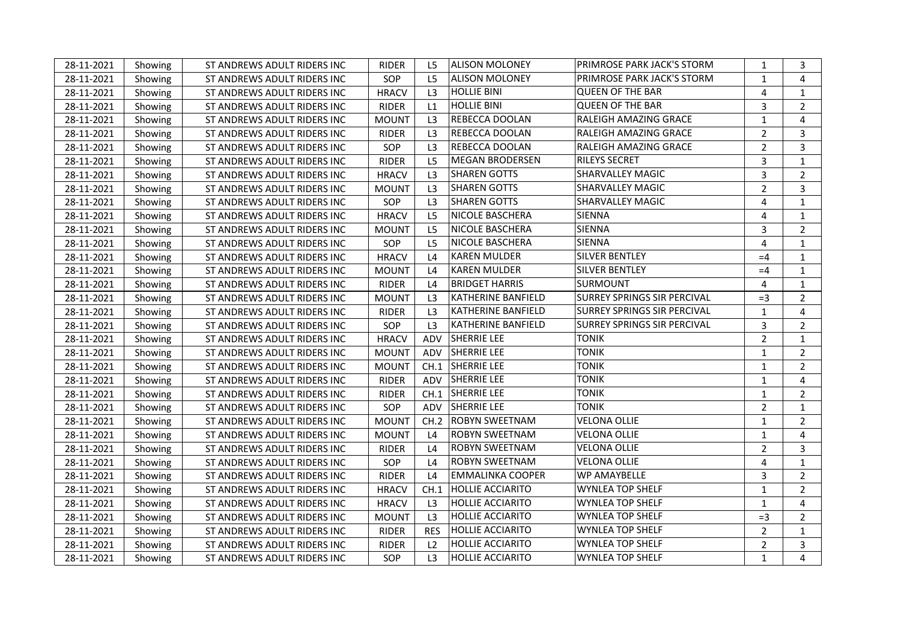| | | | | | | | | |
|---|---|---|---|---|---|---|---|---|
| 28-11-2021 | Showing | ST ANDREWS ADULT RIDERS INC | RIDER | L5 | ALISON MOLONEY | PRIMROSE PARK JACK'S STORM | 1 | 3 |
| 28-11-2021 | Showing | ST ANDREWS ADULT RIDERS INC | SOP | L5 | ALISON MOLONEY | PRIMROSE PARK JACK'S STORM | 1 | 4 |
| 28-11-2021 | Showing | ST ANDREWS ADULT RIDERS INC | HRACV | L3 | HOLLIE BINI | QUEEN OF THE BAR | 4 | 1 |
| 28-11-2021 | Showing | ST ANDREWS ADULT RIDERS INC | RIDER | L1 | HOLLIE BINI | QUEEN OF THE BAR | 3 | 2 |
| 28-11-2021 | Showing | ST ANDREWS ADULT RIDERS INC | MOUNT | L3 | REBECCA DOOLAN | RALEIGH AMAZING GRACE | 1 | 4 |
| 28-11-2021 | Showing | ST ANDREWS ADULT RIDERS INC | RIDER | L3 | REBECCA DOOLAN | RALEIGH AMAZING GRACE | 2 | 3 |
| 28-11-2021 | Showing | ST ANDREWS ADULT RIDERS INC | SOP | L3 | REBECCA DOOLAN | RALEIGH AMAZING GRACE | 2 | 3 |
| 28-11-2021 | Showing | ST ANDREWS ADULT RIDERS INC | RIDER | L5 | MEGAN BRODERSEN | RILEYS SECRET | 3 | 1 |
| 28-11-2021 | Showing | ST ANDREWS ADULT RIDERS INC | HRACV | L3 | SHAREN GOTTS | SHARVALLEY MAGIC | 3 | 2 |
| 28-11-2021 | Showing | ST ANDREWS ADULT RIDERS INC | MOUNT | L3 | SHAREN GOTTS | SHARVALLEY MAGIC | 2 | 3 |
| 28-11-2021 | Showing | ST ANDREWS ADULT RIDERS INC | SOP | L3 | SHAREN GOTTS | SHARVALLEY MAGIC | 4 | 1 |
| 28-11-2021 | Showing | ST ANDREWS ADULT RIDERS INC | HRACV | L5 | NICOLE BASCHERA | SIENNA | 4 | 1 |
| 28-11-2021 | Showing | ST ANDREWS ADULT RIDERS INC | MOUNT | L5 | NICOLE BASCHERA | SIENNA | 3 | 2 |
| 28-11-2021 | Showing | ST ANDREWS ADULT RIDERS INC | SOP | L5 | NICOLE BASCHERA | SIENNA | 4 | 1 |
| 28-11-2021 | Showing | ST ANDREWS ADULT RIDERS INC | HRACV | L4 | KAREN MULDER | SILVER BENTLEY | =4 | 1 |
| 28-11-2021 | Showing | ST ANDREWS ADULT RIDERS INC | MOUNT | L4 | KAREN MULDER | SILVER BENTLEY | =4 | 1 |
| 28-11-2021 | Showing | ST ANDREWS ADULT RIDERS INC | RIDER | L4 | BRIDGET HARRIS | SURMOUNT | 4 | 1 |
| 28-11-2021 | Showing | ST ANDREWS ADULT RIDERS INC | MOUNT | L3 | KATHERINE BANFIELD | SURREY SPRINGS SIR PERCIVAL | =3 | 2 |
| 28-11-2021 | Showing | ST ANDREWS ADULT RIDERS INC | RIDER | L3 | KATHERINE BANFIELD | SURREY SPRINGS SIR PERCIVAL | 1 | 4 |
| 28-11-2021 | Showing | ST ANDREWS ADULT RIDERS INC | SOP | L3 | KATHERINE BANFIELD | SURREY SPRINGS SIR PERCIVAL | 3 | 2 |
| 28-11-2021 | Showing | ST ANDREWS ADULT RIDERS INC | HRACV | ADV | SHERRIE LEE | TONIK | 2 | 1 |
| 28-11-2021 | Showing | ST ANDREWS ADULT RIDERS INC | MOUNT | ADV | SHERRIE LEE | TONIK | 1 | 2 |
| 28-11-2021 | Showing | ST ANDREWS ADULT RIDERS INC | MOUNT | CH.1 | SHERRIE LEE | TONIK | 1 | 2 |
| 28-11-2021 | Showing | ST ANDREWS ADULT RIDERS INC | RIDER | ADV | SHERRIE LEE | TONIK | 1 | 4 |
| 28-11-2021 | Showing | ST ANDREWS ADULT RIDERS INC | RIDER | CH.1 | SHERRIE LEE | TONIK | 1 | 2 |
| 28-11-2021 | Showing | ST ANDREWS ADULT RIDERS INC | SOP | ADV | SHERRIE LEE | TONIK | 2 | 1 |
| 28-11-2021 | Showing | ST ANDREWS ADULT RIDERS INC | MOUNT | CH.2 | ROBYN SWEETNAM | VELONA OLLIE | 1 | 2 |
| 28-11-2021 | Showing | ST ANDREWS ADULT RIDERS INC | MOUNT | L4 | ROBYN SWEETNAM | VELONA OLLIE | 1 | 4 |
| 28-11-2021 | Showing | ST ANDREWS ADULT RIDERS INC | RIDER | L4 | ROBYN SWEETNAM | VELONA OLLIE | 2 | 3 |
| 28-11-2021 | Showing | ST ANDREWS ADULT RIDERS INC | SOP | L4 | ROBYN SWEETNAM | VELONA OLLIE | 4 | 1 |
| 28-11-2021 | Showing | ST ANDREWS ADULT RIDERS INC | RIDER | L4 | EMMALINKA COOPER | WP AMAYBELLE | 3 | 2 |
| 28-11-2021 | Showing | ST ANDREWS ADULT RIDERS INC | HRACV | CH.1 | HOLLIE ACCIARITO | WYNLEA TOP SHELF | 1 | 2 |
| 28-11-2021 | Showing | ST ANDREWS ADULT RIDERS INC | HRACV | L3 | HOLLIE ACCIARITO | WYNLEA TOP SHELF | 1 | 4 |
| 28-11-2021 | Showing | ST ANDREWS ADULT RIDERS INC | MOUNT | L3 | HOLLIE ACCIARITO | WYNLEA TOP SHELF | =3 | 2 |
| 28-11-2021 | Showing | ST ANDREWS ADULT RIDERS INC | RIDER | RES | HOLLIE ACCIARITO | WYNLEA TOP SHELF | 2 | 1 |
| 28-11-2021 | Showing | ST ANDREWS ADULT RIDERS INC | RIDER | L2 | HOLLIE ACCIARITO | WYNLEA TOP SHELF | 2 | 3 |
| 28-11-2021 | Showing | ST ANDREWS ADULT RIDERS INC | SOP | L3 | HOLLIE ACCIARITO | WYNLEA TOP SHELF | 1 | 4 |